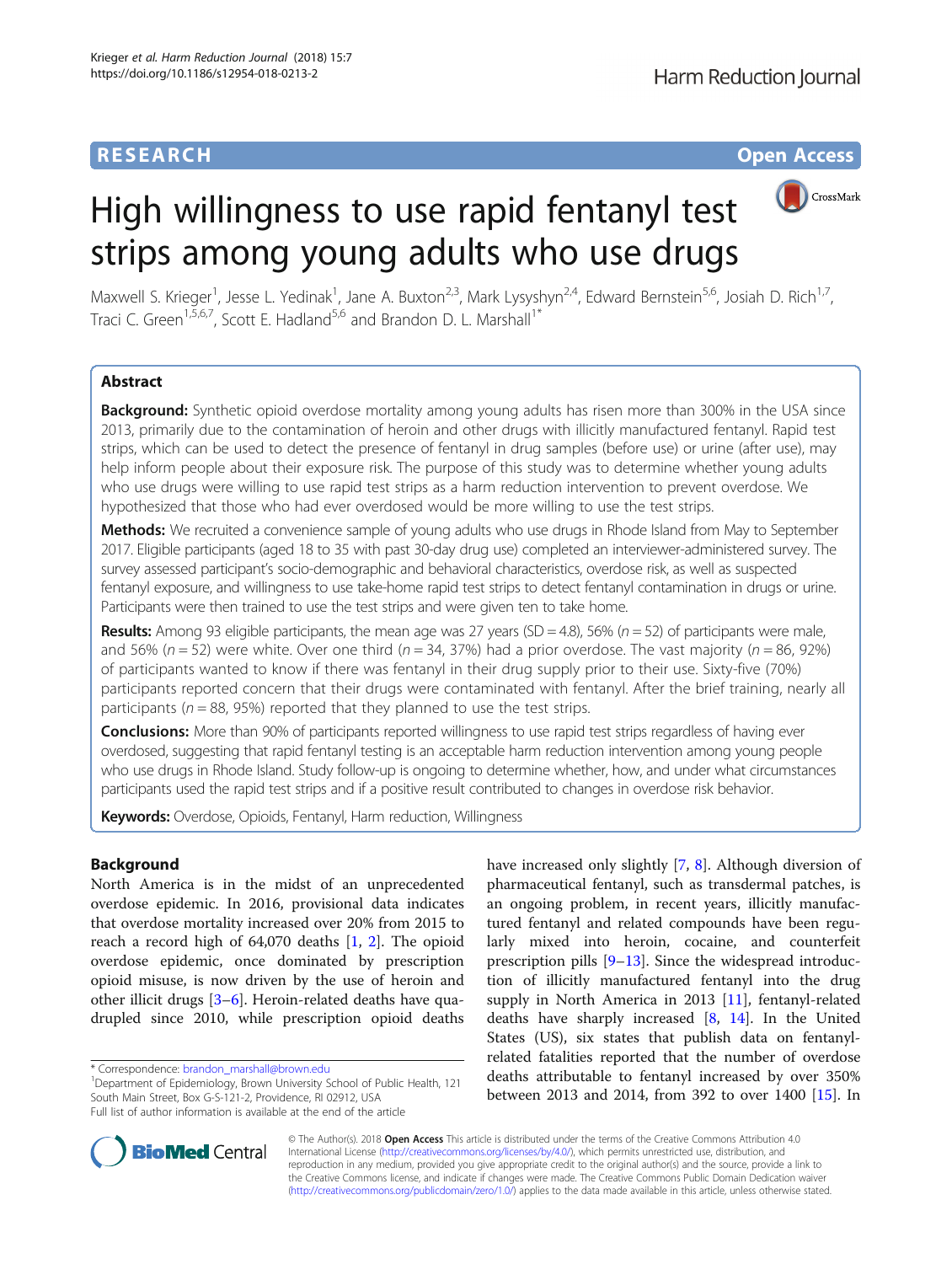**RESEARCH** **Open Access**

# High willingness to use rapid fentanyl test strips among young adults who use drugs

Maxwell S. Krieger[1], Jesse L. Yedinak[1], Jane A. Buxton[2,3], Mark Lysyshyn[2,4], Edward Bernstein[5,6], Josiah D. Rich[1,7], Traci C. Green[1,5,6,7], Scott E. Hadland[5,6] and Brandon D. L. Marshall[1*]

## Abstract

**Background:** Synthetic opioid overdose mortality among young adults has risen more than 300% in the USA since 2013, primarily due to the contamination of heroin and other drugs with illicitly manufactured fentanyl. Rapid test strips, which can be used to detect the presence of fentanyl in drug samples (before use) or urine (after use), may help inform people about their exposure risk. The purpose of this study was to determine whether young adults who use drugs were willing to use rapid test strips as a harm reduction intervention to prevent overdose. We hypothesized that those who had ever overdosed would be more willing to use the test strips.

**Methods:** We recruited a convenience sample of young adults who use drugs in Rhode Island from May to September 2017. Eligible participants (aged 18 to 35 with past 30-day drug use) completed an interviewer-administered survey. The survey assessed participant's socio-demographic and behavioral characteristics, overdose risk, as well as suspected fentanyl exposure, and willingness to use take-home rapid test strips to detect fentanyl contamination in drugs or urine. Participants were then trained to use the test strips and were given ten to take home.

**Results:** Among 93 eligible participants, the mean age was 27 years (SD = 4.8), 56% ($n = 52$) of participants were male, and 56% ($n = 52$) were white. Over one third ($n = 34$, 37%) had a prior overdose. The vast majority ($n = 86$, 92%) of participants wanted to know if there was fentanyl in their drug supply prior to their use. Sixty-five (70%) participants reported concern that their drugs were contaminated with fentanyl. After the brief training, nearly all participants ($n = 88$, 95%) reported that they planned to use the test strips.

**Conclusions:** More than 90% of participants reported willingness to use rapid test strips regardless of having ever overdosed, suggesting that rapid fentanyl testing is an acceptable harm reduction intervention among young people who use drugs in Rhode Island. Study follow-up is ongoing to determine whether, how, and under what circumstances participants used the rapid test strips and if a positive result contributed to changes in overdose risk behavior.

**Keywords:** Overdose, Opioids, Fentanyl, Harm reduction, Willingness

## Background

North America is in the midst of an unprecedented overdose epidemic. In 2016, provisional data indicates that overdose mortality increased over 20% from 2015 to reach a record high of 64,070 deaths [1, 2]. The opioid overdose epidemic, once dominated by prescription opioid misuse, is now driven by the use of heroin and other illicit drugs [3–6]. Heroin-related deaths have quadrupled since 2010, while prescription opioid deaths have increased only slightly [7, 8]. Although diversion of pharmaceutical fentanyl, such as transdermal patches, is an ongoing problem, in recent years, illicitly manufactured fentanyl and related compounds have been regularly mixed into heroin, cocaine, and counterfeit prescription pills [9–13]. Since the widespread introduction of illicitly manufactured fentanyl into the drug supply in North America in 2013 [11], fentanyl-related deaths have sharply increased [8, 14]. In the United States (US), six states that publish data on fentanyl-related fatalities reported that the number of overdose deaths attributable to fentanyl increased by over 350% between 2013 and 2014, from 392 to over 1400 [15]. In

\* Correspondence: brandon_marshall@brown.edu
[1]Department of Epidemiology, Brown University School of Public Health, 121 South Main Street, Box G-S-121-2, Providence, RI 02912, USA
Full list of author information is available at the end of the article

© The Author(s). 2018 **Open Access** This article is distributed under the terms of the Creative Commons Attribution 4.0 International License (http://creativecommons.org/licenses/by/4.0/), which permits unrestricted use, distribution, and reproduction in any medium, provided you give appropriate credit to the original author(s) and the source, provide a link to the Creative Commons license, and indicate if changes were made. The Creative Commons Public Domain Dedication waiver (http://creativecommons.org/publicdomain/zero/1.0/) applies to the data made available in this article, unless otherwise stated.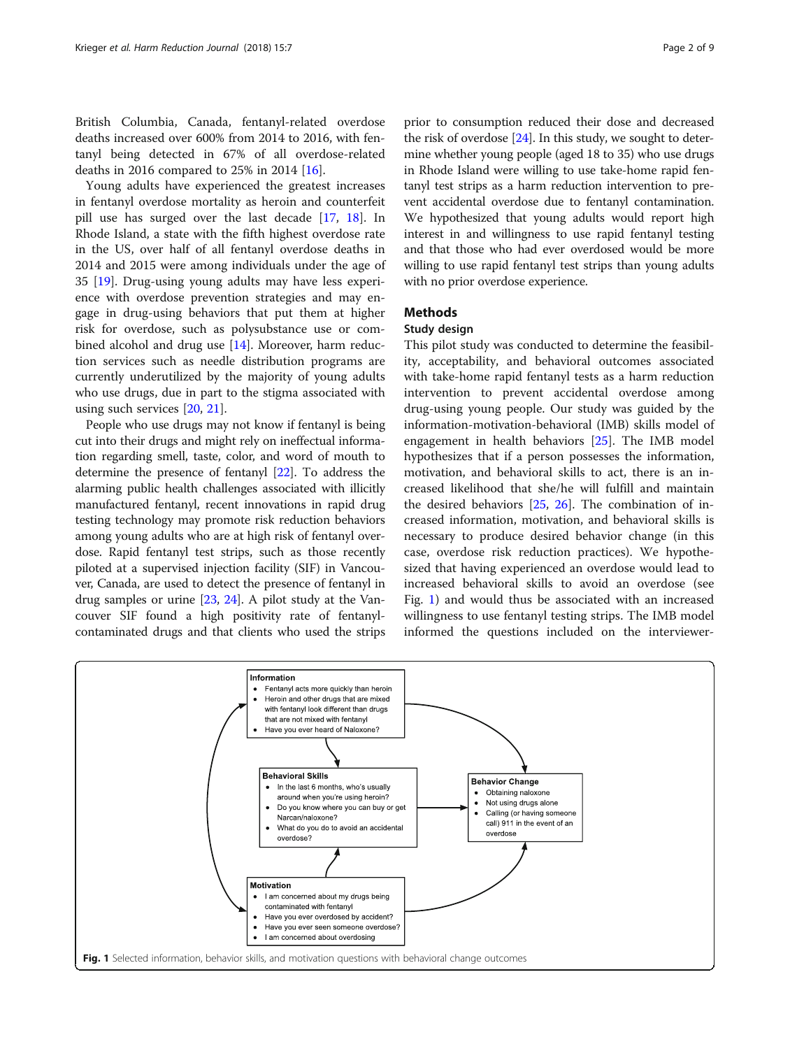British Columbia, Canada, fentanyl-related overdose deaths increased over 600% from 2014 to 2016, with fentanyl being detected in 67% of all overdose-related deaths in 2016 compared to 25% in 2014 [16].

Young adults have experienced the greatest increases in fentanyl overdose mortality as heroin and counterfeit pill use has surged over the last decade [17, 18]. In Rhode Island, a state with the fifth highest overdose rate in the US, over half of all fentanyl overdose deaths in 2014 and 2015 were among individuals under the age of 35 [19]. Drug-using young adults may have less experience with overdose prevention strategies and may engage in drug-using behaviors that put them at higher risk for overdose, such as polysubstance use or combined alcohol and drug use [14]. Moreover, harm reduction services such as needle distribution programs are currently underutilized by the majority of young adults who use drugs, due in part to the stigma associated with using such services [20, 21].

People who use drugs may not know if fentanyl is being cut into their drugs and might rely on ineffectual information regarding smell, taste, color, and word of mouth to determine the presence of fentanyl [22]. To address the alarming public health challenges associated with illicitly manufactured fentanyl, recent innovations in rapid drug testing technology may promote risk reduction behaviors among young adults who are at high risk of fentanyl overdose. Rapid fentanyl test strips, such as those recently piloted at a supervised injection facility (SIF) in Vancouver, Canada, are used to detect the presence of fentanyl in drug samples or urine [23, 24]. A pilot study at the Vancouver SIF found a high positivity rate of fentanyl-contaminated drugs and that clients who used the strips prior to consumption reduced their dose and decreased the risk of overdose [24]. In this study, we sought to determine whether young people (aged 18 to 35) who use drugs in Rhode Island were willing to use take-home rapid fentanyl test strips as a harm reduction intervention to prevent accidental overdose due to fentanyl contamination. We hypothesized that young adults would report high interest in and willingness to use rapid fentanyl testing and that those who had ever overdosed would be more willing to use rapid fentanyl test strips than young adults with no prior overdose experience.

## Methods

### Study design

This pilot study was conducted to determine the feasibility, acceptability, and behavioral outcomes associated with take-home rapid fentanyl tests as a harm reduction intervention to prevent accidental overdose among drug-using young people. Our study was guided by the information-motivation-behavioral (IMB) skills model of engagement in health behaviors [25]. The IMB model hypothesizes that if a person possesses the information, motivation, and behavioral skills to act, there is an increased likelihood that she/he will fulfill and maintain the desired behaviors [25, 26]. The combination of increased information, motivation, and behavioral skills is necessary to produce desired behavior change (in this case, overdose risk reduction practices). We hypothesized that having experienced an overdose would lead to increased behavioral skills to avoid an overdose (see Fig. 1) and would thus be associated with an increased willingness to use fentanyl testing strips. The IMB model informed the questions included on the interviewer-

**Information**
- Fentanyl acts more quickly than heroin
- Heroin and other drugs that are mixed with fentanyl look different than drugs that are not mixed with fentanyl
- Have you ever heard of Naloxone?

**Behavioral Skills**
- In the last 6 months, who's usually around when you're using heroin?
- Do you know where you can buy or get Narcan/naloxone?
- What do you do to avoid an accidental overdose?

**Motivation**
- I am concerned about my drugs being contaminated with fentanyl
- Have you ever overdosed by accident?
- Have you ever seen someone overdose?
- I am concerned about overdosing

**Behavior Change**
- Obtaining naloxone
- Not using drugs alone
- Calling (or having someone call) 911 in the event of an overdose

**Fig. 1** Selected information, behavior skills, and motivation questions with behavioral change outcomes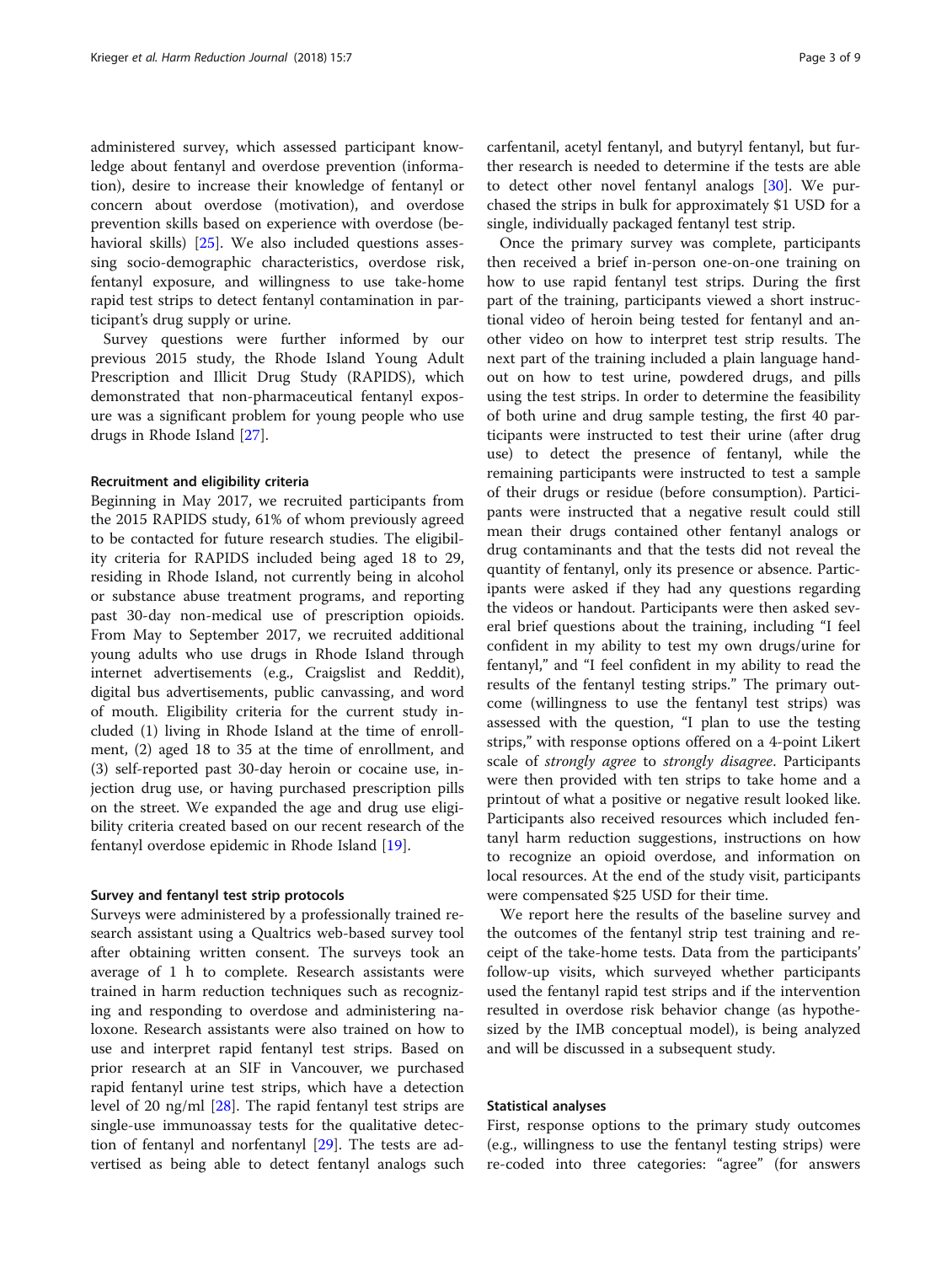administered survey, which assessed participant knowledge about fentanyl and overdose prevention (information), desire to increase their knowledge of fentanyl or concern about overdose (motivation), and overdose prevention skills based on experience with overdose (behavioral skills) [25]. We also included questions assessing socio-demographic characteristics, overdose risk, fentanyl exposure, and willingness to use take-home rapid test strips to detect fentanyl contamination in participant's drug supply or urine.

Survey questions were further informed by our previous 2015 study, the Rhode Island Young Adult Prescription and Illicit Drug Study (RAPIDS), which demonstrated that non-pharmaceutical fentanyl exposure was a significant problem for young people who use drugs in Rhode Island [27].

### Recruitment and eligibility criteria

Beginning in May 2017, we recruited participants from the 2015 RAPIDS study, 61% of whom previously agreed to be contacted for future research studies. The eligibility criteria for RAPIDS included being aged 18 to 29, residing in Rhode Island, not currently being in alcohol or substance abuse treatment programs, and reporting past 30-day non-medical use of prescription opioids. From May to September 2017, we recruited additional young adults who use drugs in Rhode Island through internet advertisements (e.g., Craigslist and Reddit), digital bus advertisements, public canvassing, and word of mouth. Eligibility criteria for the current study included (1) living in Rhode Island at the time of enrollment, (2) aged 18 to 35 at the time of enrollment, and (3) self-reported past 30-day heroin or cocaine use, injection drug use, or having purchased prescription pills on the street. We expanded the age and drug use eligibility criteria created based on our recent research of the fentanyl overdose epidemic in Rhode Island [19].

### Survey and fentanyl test strip protocols

Surveys were administered by a professionally trained research assistant using a Qualtrics web-based survey tool after obtaining written consent. The surveys took an average of 1 h to complete. Research assistants were trained in harm reduction techniques such as recognizing and responding to overdose and administering naloxone. Research assistants were also trained on how to use and interpret rapid fentanyl test strips. Based on prior research at an SIF in Vancouver, we purchased rapid fentanyl urine test strips, which have a detection level of 20 ng/ml [28]. The rapid fentanyl test strips are single-use immunoassay tests for the qualitative detection of fentanyl and norfentanyl [29]. The tests are advertised as being able to detect fentanyl analogs such as carfentanil, acetyl fentanyl, and butyryl fentanyl, but further research is needed to determine if the tests are able to detect other novel fentanyl analogs [30]. We purchased the strips in bulk for approximately $1 USD for a single, individually packaged fentanyl test strip.

Once the primary survey was complete, participants then received a brief in-person one-on-one training on how to use rapid fentanyl test strips. During the first part of the training, participants viewed a short instructional video of heroin being tested for fentanyl and another video on how to interpret test strip results. The next part of the training included a plain language handout on how to test urine, powdered drugs, and pills using the test strips. In order to determine the feasibility of both urine and drug sample testing, the first 40 participants were instructed to test their urine (after drug use) to detect the presence of fentanyl, while the remaining participants were instructed to test a sample of their drugs or residue (before consumption). Participants were instructed that a negative result could still mean their drugs contained other fentanyl analogs or drug contaminants and that the tests did not reveal the quantity of fentanyl, only its presence or absence. Participants were asked if they had any questions regarding the videos or handout. Participants were then asked several brief questions about the training, including "I feel confident in my ability to test my own drugs/urine for fentanyl," and "I feel confident in my ability to read the results of the fentanyl testing strips." The primary outcome (willingness to use the fentanyl test strips) was assessed with the question, "I plan to use the testing strips," with response options offered on a 4-point Likert scale of *strongly agree* to *strongly disagree*. Participants were then provided with ten strips to take home and a printout of what a positive or negative result looked like. Participants also received resources which included fentanyl harm reduction suggestions, instructions on how to recognize an opioid overdose, and information on local resources. At the end of the study visit, participants were compensated $25 USD for their time.

We report here the results of the baseline survey and the outcomes of the fentanyl strip test training and receipt of the take-home tests. Data from the participants' follow-up visits, which surveyed whether participants used the fentanyl rapid test strips and if the intervention resulted in overdose risk behavior change (as hypothesized by the IMB conceptual model), is being analyzed and will be discussed in a subsequent study.

### Statistical analyses

First, response options to the primary study outcomes (e.g., willingness to use the fentanyl testing strips) were re-coded into three categories: "agree" (for answers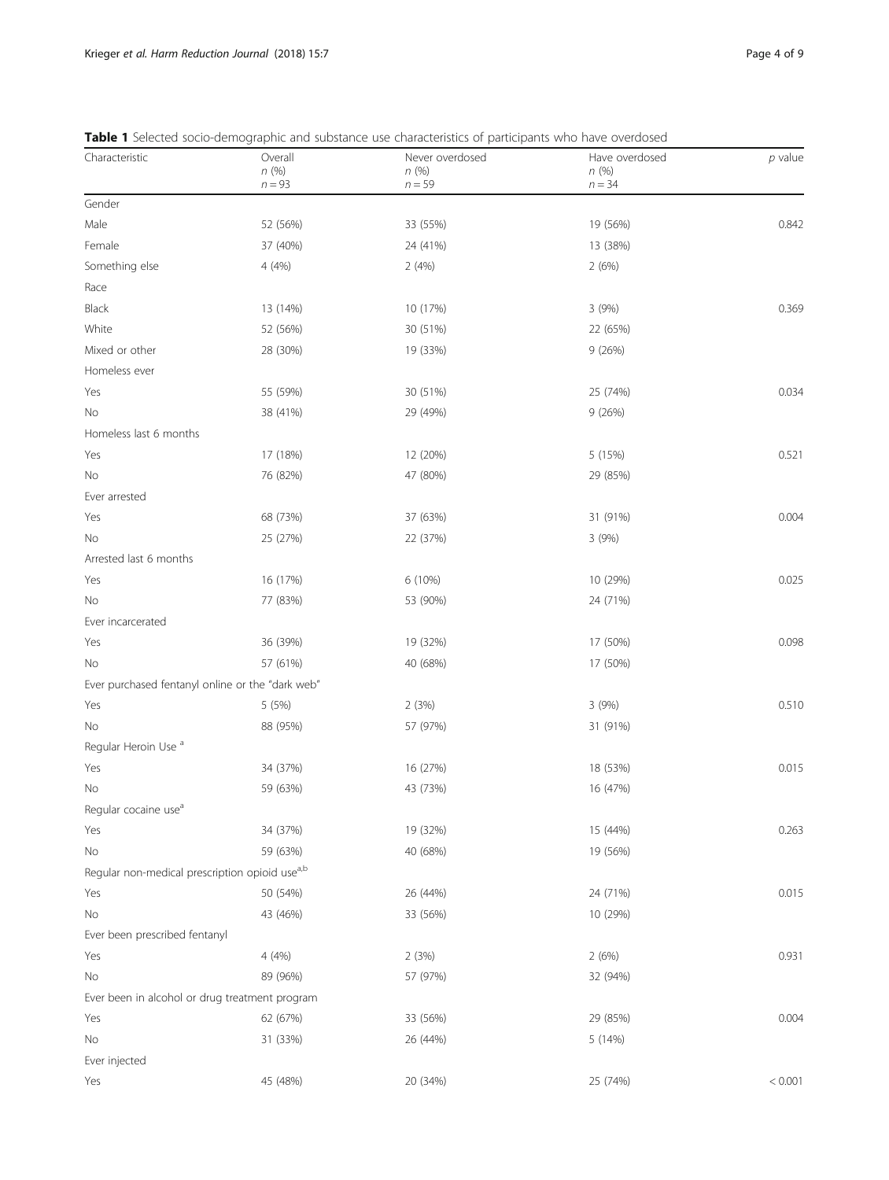**Table 1** Selected socio-demographic and substance use characteristics of participants who have overdosed

| Characteristic | Overall *n* (%) $n = 93$ | Never overdosed *n* (%) $n = 59$ | Have overdosed *n* (%) $n = 34$ | *p* value |
|---|---|---|---|---|
| Gender | | | | |
| Male | 52 (56%) | 33 (55%) | 19 (56%) | 0.842 |
| Female | 37 (40%) | 24 (41%) | 13 (38%) | |
| Something else | 4 (4%) | 2 (4%) | 2 (6%) | |
| Race | | | | |
| Black | 13 (14%) | 10 (17%) | 3 (9%) | 0.369 |
| White | 52 (56%) | 30 (51%) | 22 (65%) | |
| Mixed or other | 28 (30%) | 19 (33%) | 9 (26%) | |
| Homeless ever | | | | |
| Yes | 55 (59%) | 30 (51%) | 25 (74%) | 0.034 |
| No | 38 (41%) | 29 (49%) | 9 (26%) | |
| Homeless last 6 months | | | | |
| Yes | 17 (18%) | 12 (20%) | 5 (15%) | 0.521 |
| No | 76 (82%) | 47 (80%) | 29 (85%) | |
| Ever arrested | | | | |
| Yes | 68 (73%) | 37 (63%) | 31 (91%) | 0.004 |
| No | 25 (27%) | 22 (37%) | 3 (9%) | |
| Arrested last 6 months | | | | |
| Yes | 16 (17%) | 6 (10%) | 10 (29%) | 0.025 |
| No | 77 (83%) | 53 (90%) | 24 (71%) | |
| Ever incarcerated | | | | |
| Yes | 36 (39%) | 19 (32%) | 17 (50%) | 0.098 |
| No | 57 (61%) | 40 (68%) | 17 (50%) | |
| Ever purchased fentanyl online or the "dark web" | | | | |
| Yes | 5 (5%) | 2 (3%) | 3 (9%) | 0.510 |
| No | 88 (95%) | 57 (97%) | 31 (91%) | |
| Regular Heroin Use [a] | | | | |
| Yes | 34 (37%) | 16 (27%) | 18 (53%) | 0.015 |
| No | 59 (63%) | 43 (73%) | 16 (47%) | |
| Regular cocaine use[a] | | | | |
| Yes | 34 (37%) | 19 (32%) | 15 (44%) | 0.263 |
| No | 59 (63%) | 40 (68%) | 19 (56%) | |
| Regular non-medical prescription opioid use[a,b] | | | | |
| Yes | 50 (54%) | 26 (44%) | 24 (71%) | 0.015 |
| No | 43 (46%) | 33 (56%) | 10 (29%) | |
| Ever been prescribed fentanyl | | | | |
| Yes | 4 (4%) | 2 (3%) | 2 (6%) | 0.931 |
| No | 89 (96%) | 57 (97%) | 32 (94%) | |
| Ever been in alcohol or drug treatment program | | | | |
| Yes | 62 (67%) | 33 (56%) | 29 (85%) | 0.004 |
| No | 31 (33%) | 26 (44%) | 5 (14%) | |
| Ever injected | | | | |
| Yes | 45 (48%) | 20 (34%) | 25 (74%) | < 0.001 |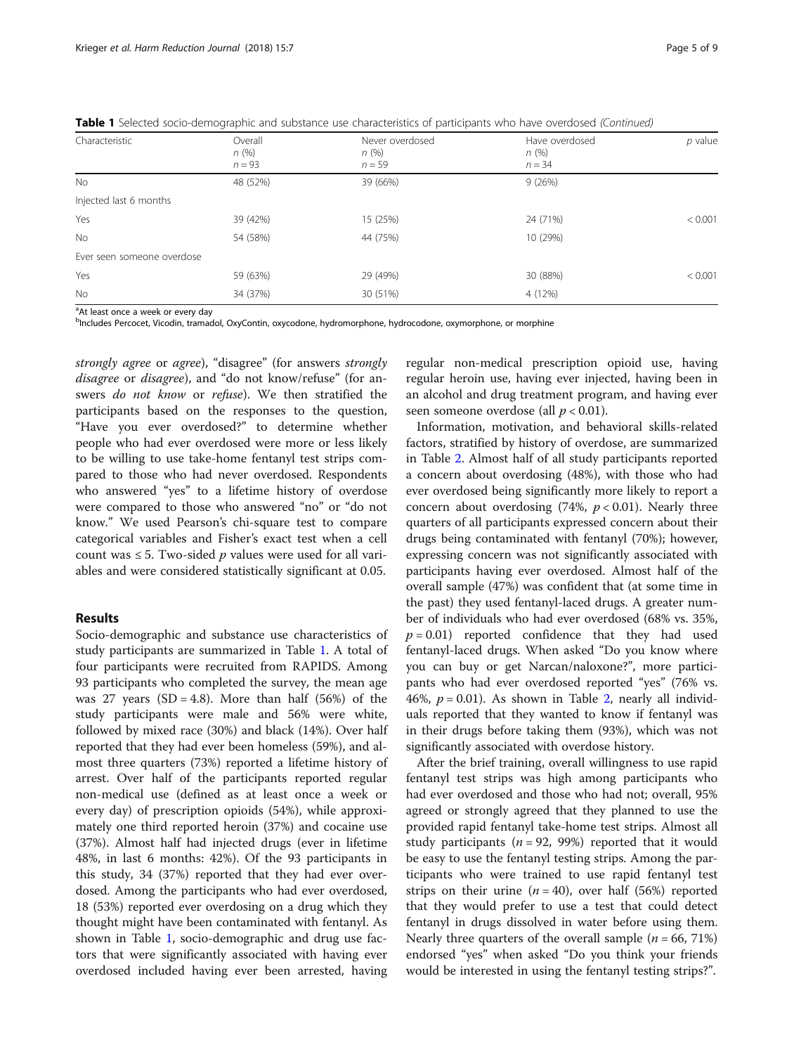**Table 1** Selected socio-demographic and substance use characteristics of participants who have overdosed *(Continued)*

| Characteristic | Overall *n* (%) *n* = 93 | Never overdosed *n* (%) *n* = 59 | Have overdosed *n* (%) *n* = 34 | *p* value |
|---|---|---|---|---|
| No | 48 (52%) | 39 (66%) | 9 (26%) | |
| Injected last 6 months | | | | |
| Yes | 39 (42%) | 15 (25%) | 24 (71%) | < 0.001 |
| No | 54 (58%) | 44 (75%) | 10 (29%) | |
| Ever seen someone overdose | | | | |
| Yes | 59 (63%) | 29 (49%) | 30 (88%) | < 0.001 |
| No | 34 (37%) | 30 (51%) | 4 (12%) | |

[a]At least once a week or every day

[b]Includes Percocet, Vicodin, tramadol, OxyContin, oxycodone, hydromorphone, hydrocodone, oxymorphone, or morphine

*strongly agree* or *agree*), "disagree" (for answers *strongly disagree* or *disagree*), and "do not know/refuse" (for answers *do not know* or *refuse*). We then stratified the participants based on the responses to the question, "Have you ever overdosed?" to determine whether people who had ever overdosed were more or less likely to be willing to use take-home fentanyl test strips compared to those who had never overdosed. Respondents who answered "yes" to a lifetime history of overdose were compared to those who answered "no" or "do not know." We used Pearson's chi-square test to compare categorical variables and Fisher's exact test when a cell count was ≤ 5. Two-sided $p$ values were used for all variables and were considered statistically significant at 0.05.

## Results

Socio-demographic and substance use characteristics of study participants are summarized in Table 1. A total of four participants were recruited from RAPIDS. Among 93 participants who completed the survey, the mean age was 27 years (SD = 4.8). More than half (56%) of the study participants were male and 56% were white, followed by mixed race (30%) and black (14%). Over half reported that they had ever been homeless (59%), and almost three quarters (73%) reported a lifetime history of arrest. Over half of the participants reported regular non-medical use (defined as at least once a week or every day) of prescription opioids (54%), while approximately one third reported heroin (37%) and cocaine use (37%). Almost half had injected drugs (ever in lifetime 48%, in last 6 months: 42%). Of the 93 participants in this study, 34 (37%) reported that they had ever overdosed. Among the participants who had ever overdosed, 18 (53%) reported ever overdosing on a drug which they thought might have been contaminated with fentanyl. As shown in Table 1, socio-demographic and drug use factors that were significantly associated with having ever overdosed included having ever been arrested, having regular non-medical prescription opioid use, having regular heroin use, having ever injected, having been in an alcohol and drug treatment program, and having ever seen someone overdose (all $p < 0.01$).

Information, motivation, and behavioral skills-related factors, stratified by history of overdose, are summarized in Table 2. Almost half of all study participants reported a concern about overdosing (48%), with those who had ever overdosed being significantly more likely to report a concern about overdosing (74%, $p < 0.01$). Nearly three quarters of all participants expressed concern about their drugs being contaminated with fentanyl (70%); however, expressing concern was not significantly associated with participants having ever overdosed. Almost half of the overall sample (47%) was confident that (at some time in the past) they used fentanyl-laced drugs. A greater number of individuals who had ever overdosed (68% vs. 35%, $p = 0.01$) reported confidence that they had used fentanyl-laced drugs. When asked "Do you know where you can buy or get Narcan/naloxone?", more participants who had ever overdosed reported "yes" (76% vs. 46%, $p = 0.01$). As shown in Table 2, nearly all individuals reported that they wanted to know if fentanyl was in their drugs before taking them (93%), which was not significantly associated with overdose history.

After the brief training, overall willingness to use rapid fentanyl test strips was high among participants who had ever overdosed and those who had not; overall, 95% agreed or strongly agreed that they planned to use the provided rapid fentanyl take-home test strips. Almost all study participants ($n = 92$, 99%) reported that it would be easy to use the fentanyl testing strips. Among the participants who were trained to use rapid fentanyl test strips on their urine ($n = 40$), over half (56%) reported that they would prefer to use a test that could detect fentanyl in drugs dissolved in water before using them. Nearly three quarters of the overall sample ($n = 66$, 71%) endorsed "yes" when asked "Do you think your friends would be interested in using the fentanyl testing strips?".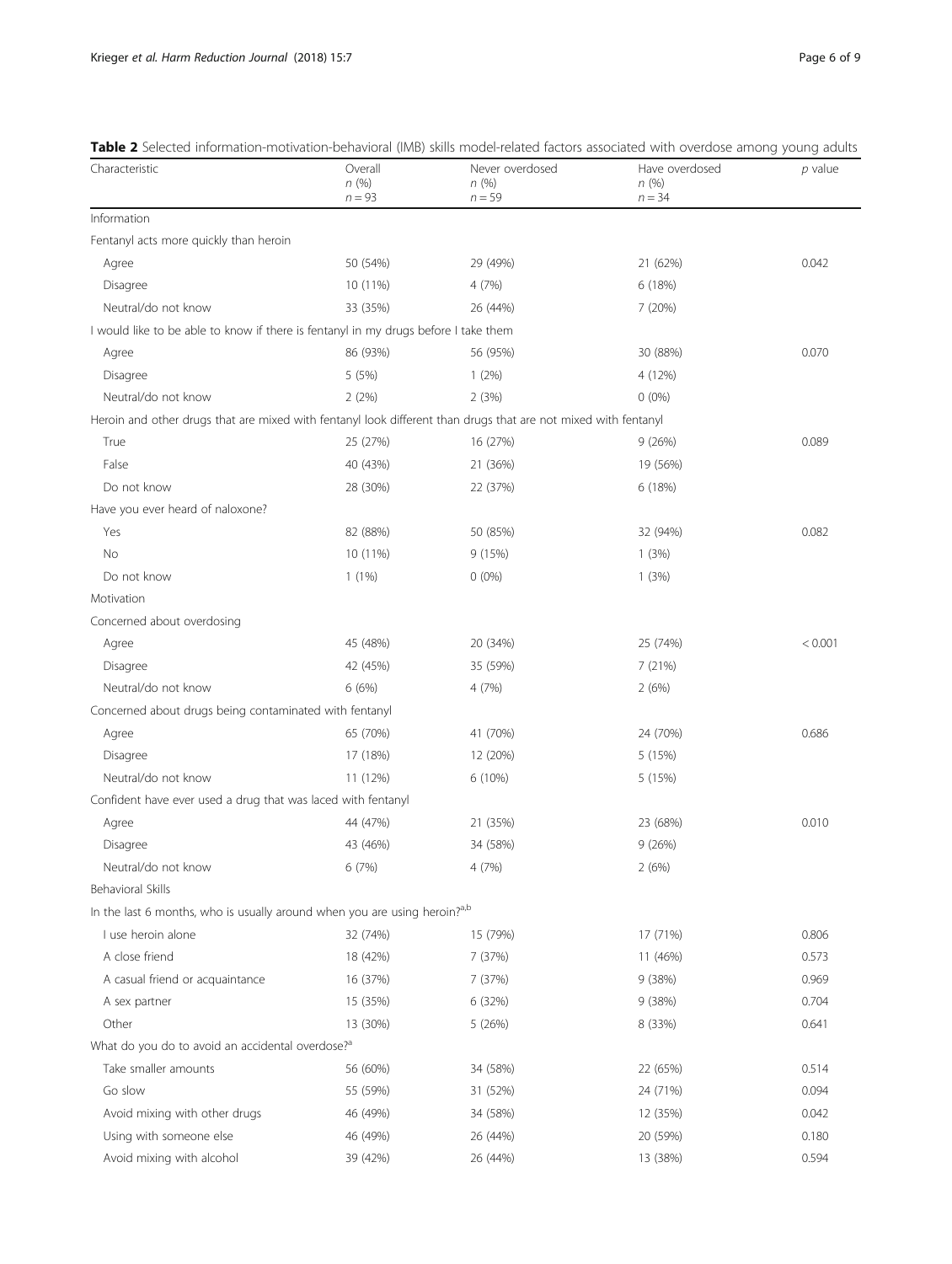**Table 2** Selected information-motivation-behavioral (IMB) skills model-related factors associated with overdose among young adults

| Characteristic | Overall *n* (%) *n* = 93 | Never overdosed *n* (%) *n* = 59 | Have overdosed *n* (%) *n* = 34 | *p* value |
|---|---|---|---|---|
| Information | | | | |
| Fentanyl acts more quickly than heroin | | | | |
| Agree | 50 (54%) | 29 (49%) | 21 (62%) | 0.042 |
| Disagree | 10 (11%) | 4 (7%) | 6 (18%) | |
| Neutral/do not know | 33 (35%) | 26 (44%) | 7 (20%) | |
| I would like to be able to know if there is fentanyl in my drugs before I take them | | | | |
| Agree | 86 (93%) | 56 (95%) | 30 (88%) | 0.070 |
| Disagree | 5 (5%) | 1 (2%) | 4 (12%) | |
| Neutral/do not know | 2 (2%) | 2 (3%) | 0 (0%) | |
| Heroin and other drugs that are mixed with fentanyl look different than drugs that are not mixed with fentanyl | | | | |
| True | 25 (27%) | 16 (27%) | 9 (26%) | 0.089 |
| False | 40 (43%) | 21 (36%) | 19 (56%) | |
| Do not know | 28 (30%) | 22 (37%) | 6 (18%) | |
| Have you ever heard of naloxone? | | | | |
| Yes | 82 (88%) | 50 (85%) | 32 (94%) | 0.082 |
| No | 10 (11%) | 9 (15%) | 1 (3%) | |
| Do not know | 1 (1%) | 0 (0%) | 1 (3%) | |
| Motivation | | | | |
| Concerned about overdosing | | | | |
| Agree | 45 (48%) | 20 (34%) | 25 (74%) | < 0.001 |
| Disagree | 42 (45%) | 35 (59%) | 7 (21%) | |
| Neutral/do not know | 6 (6%) | 4 (7%) | 2 (6%) | |
| Concerned about drugs being contaminated with fentanyl | | | | |
| Agree | 65 (70%) | 41 (70%) | 24 (70%) | 0.686 |
| Disagree | 17 (18%) | 12 (20%) | 5 (15%) | |
| Neutral/do not know | 11 (12%) | 6 (10%) | 5 (15%) | |
| Confident have ever used a drug that was laced with fentanyl | | | | |
| Agree | 44 (47%) | 21 (35%) | 23 (68%) | 0.010 |
| Disagree | 43 (46%) | 34 (58%) | 9 (26%) | |
| Neutral/do not know | 6 (7%) | 4 (7%) | 2 (6%) | |
| Behavioral Skills | | | | |
| In the last 6 months, who is usually around when you are using heroin?[a,b] | | | | |
| I use heroin alone | 32 (74%) | 15 (79%) | 17 (71%) | 0.806 |
| A close friend | 18 (42%) | 7 (37%) | 11 (46%) | 0.573 |
| A casual friend or acquaintance | 16 (37%) | 7 (37%) | 9 (38%) | 0.969 |
| A sex partner | 15 (35%) | 6 (32%) | 9 (38%) | 0.704 |
| Other | 13 (30%) | 5 (26%) | 8 (33%) | 0.641 |
| What do you do to avoid an accidental overdose?[a] | | | | |
| Take smaller amounts | 56 (60%) | 34 (58%) | 22 (65%) | 0.514 |
| Go slow | 55 (59%) | 31 (52%) | 24 (71%) | 0.094 |
| Avoid mixing with other drugs | 46 (49%) | 34 (58%) | 12 (35%) | 0.042 |
| Using with someone else | 46 (49%) | 26 (44%) | 20 (59%) | 0.180 |
| Avoid mixing with alcohol | 39 (42%) | 26 (44%) | 13 (38%) | 0.594 |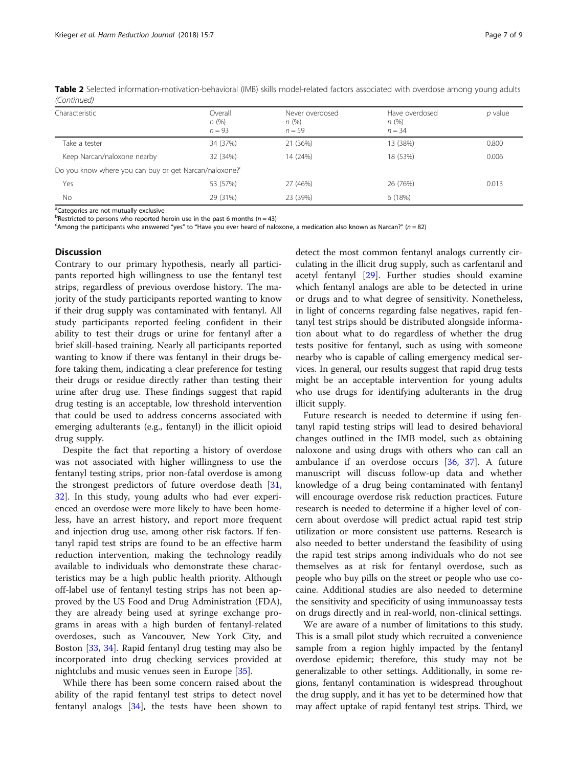**Table 2** Selected information-motivation-behavioral (IMB) skills model-related factors associated with overdose among young adults *(Continued)*

| Characteristic | Overall n (%) n = 93 | Never overdosed n (%) n = 59 | Have overdosed n (%) n = 34 | p value |
|---|---|---|---|---|
| Take a tester | 34 (37%) | 21 (36%) | 13 (38%) | 0.800 |
| Keep Narcan/naloxone nearby | 32 (34%) | 14 (24%) | 18 (53%) | 0.006 |
| Do you know where you can buy or get Narcan/naloxone?[c] | | | | |
| Yes | 53 (57%) | 27 (46%) | 26 (76%) | 0.013 |
| No | 29 (31%) | 23 (39%) | 6 (18%) | |

[a]Categories are not mutually exclusive
[b]Restricted to persons who reported heroin use in the past 6 months ($n = 43$)
[c]Among the participants who answered "yes" to "Have you ever heard of naloxone, a medication also known as Narcan?" ($n = 82$)

## Discussion

Contrary to our primary hypothesis, nearly all participants reported high willingness to use the fentanyl test strips, regardless of previous overdose history. The majority of the study participants reported wanting to know if their drug supply was contaminated with fentanyl. All study participants reported feeling confident in their ability to test their drugs or urine for fentanyl after a brief skill-based training. Nearly all participants reported wanting to know if there was fentanyl in their drugs before taking them, indicating a clear preference for testing their drugs or residue directly rather than testing their urine after drug use. These findings suggest that rapid drug testing is an acceptable, low threshold intervention that could be used to address concerns associated with emerging adulterants (e.g., fentanyl) in the illicit opioid drug supply.

Despite the fact that reporting a history of overdose was not associated with higher willingness to use the fentanyl testing strips, prior non-fatal overdose is among the strongest predictors of future overdose death [31, 32]. In this study, young adults who had ever experienced an overdose were more likely to have been homeless, have an arrest history, and report more frequent and injection drug use, among other risk factors. If fentanyl rapid test strips are found to be an effective harm reduction intervention, making the technology readily available to individuals who demonstrate these characteristics may be a high public health priority. Although off-label use of fentanyl testing strips has not been approved by the US Food and Drug Administration (FDA), they are already being used at syringe exchange programs in areas with a high burden of fentanyl-related overdoses, such as Vancouver, New York City, and Boston [33, 34]. Rapid fentanyl drug testing may also be incorporated into drug checking services provided at nightclubs and music venues seen in Europe [35].

While there has been some concern raised about the ability of the rapid fentanyl test strips to detect novel fentanyl analogs [34], the tests have been shown to detect the most common fentanyl analogs currently circulating in the illicit drug supply, such as carfentanil and acetyl fentanyl [29]. Further studies should examine which fentanyl analogs are able to be detected in urine or drugs and to what degree of sensitivity. Nonetheless, in light of concerns regarding false negatives, rapid fentanyl test strips should be distributed alongside information about what to do regardless of whether the drug tests positive for fentanyl, such as using with someone nearby who is capable of calling emergency medical services. In general, our results suggest that rapid drug tests might be an acceptable intervention for young adults who use drugs for identifying adulterants in the drug illicit supply.

Future research is needed to determine if using fentanyl rapid testing strips will lead to desired behavioral changes outlined in the IMB model, such as obtaining naloxone and using drugs with others who can call an ambulance if an overdose occurs [36, 37]. A future manuscript will discuss follow-up data and whether knowledge of a drug being contaminated with fentanyl will encourage overdose risk reduction practices. Future research is needed to determine if a higher level of concern about overdose will predict actual rapid test strip utilization or more consistent use patterns. Research is also needed to better understand the feasibility of using the rapid test strips among individuals who do not see themselves as at risk for fentanyl overdose, such as people who buy pills on the street or people who use cocaine. Additional studies are also needed to determine the sensitivity and specificity of using immunoassay tests on drugs directly and in real-world, non-clinical settings.

We are aware of a number of limitations to this study. This is a small pilot study which recruited a convenience sample from a region highly impacted by the fentanyl overdose epidemic; therefore, this study may not be generalizable to other settings. Additionally, in some regions, fentanyl contamination is widespread throughout the drug supply, and it has yet to be determined how that may affect uptake of rapid fentanyl test strips. Third, we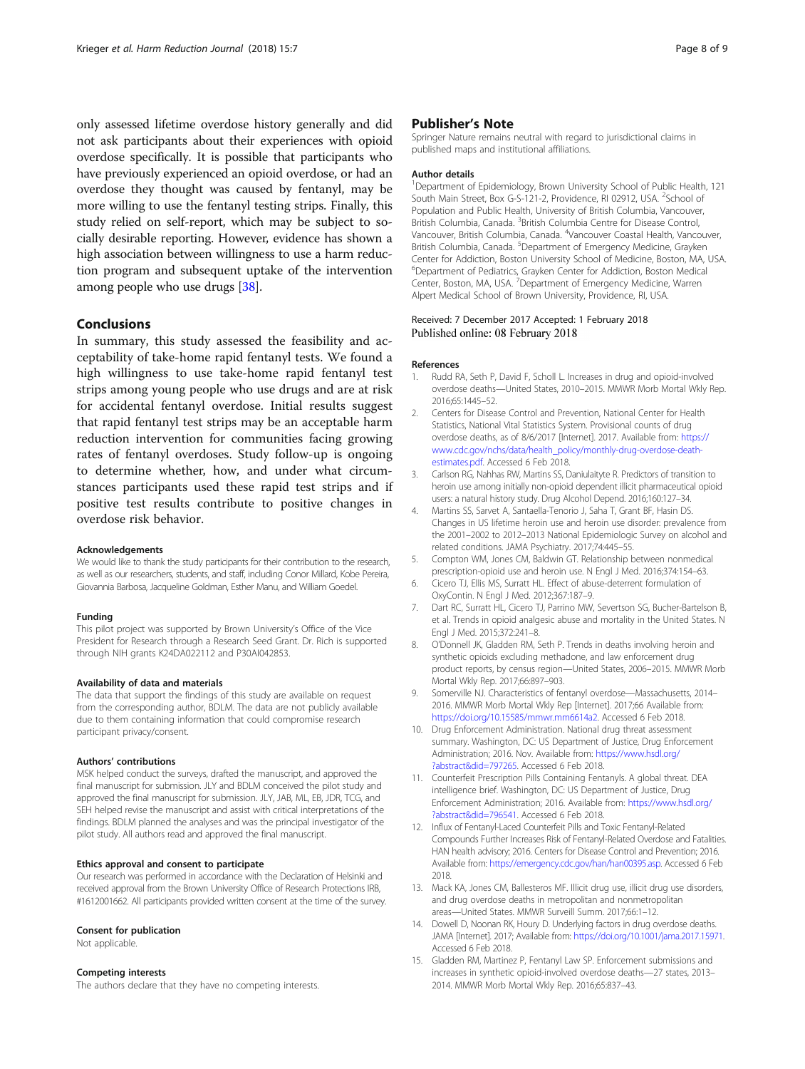only assessed lifetime overdose history generally and did not ask participants about their experiences with opioid overdose specifically. It is possible that participants who have previously experienced an opioid overdose, or had an overdose they thought was caused by fentanyl, may be more willing to use the fentanyl testing strips. Finally, this study relied on self-report, which may be subject to socially desirable reporting. However, evidence has shown a high association between willingness to use a harm reduction program and subsequent uptake of the intervention among people who use drugs [38].

## Conclusions

In summary, this study assessed the feasibility and acceptability of take-home rapid fentanyl tests. We found a high willingness to use take-home rapid fentanyl test strips among young people who use drugs and are at risk for accidental fentanyl overdose. Initial results suggest that rapid fentanyl test strips may be an acceptable harm reduction intervention for communities facing growing rates of fentanyl overdoses. Study follow-up is ongoing to determine whether, how, and under what circumstances participants used these rapid test strips and if positive test results contribute to positive changes in overdose risk behavior.

#### Acknowledgements

We would like to thank the study participants for their contribution to the research, as well as our researchers, students, and staff, including Conor Millard, Kobe Pereira, Giovannia Barbosa, Jacqueline Goldman, Esther Manu, and William Goedel.

#### Funding

This pilot project was supported by Brown University's Office of the Vice President for Research through a Research Seed Grant. Dr. Rich is supported through NIH grants K24DA022112 and P30AI042853.

#### Availability of data and materials

The data that support the findings of this study are available on request from the corresponding author, BDLM. The data are not publicly available due to them containing information that could compromise research participant privacy/consent.

#### Authors' contributions

MSK helped conduct the surveys, drafted the manuscript, and approved the final manuscript for submission. JLY and BDLM conceived the pilot study and approved the final manuscript for submission. JLY, JAB, ML, EB, JDR, TCG, and SEH helped revise the manuscript and assist with critical interpretations of the findings. BDLM planned the analyses and was the principal investigator of the pilot study. All authors read and approved the final manuscript.

#### Ethics approval and consent to participate

Our research was performed in accordance with the Declaration of Helsinki and received approval from the Brown University Office of Research Protections IRB, #1612001662. All participants provided written consent at the time of the survey.

#### Consent for publication

Not applicable.

#### Competing interests

The authors declare that they have no competing interests.

## Publisher's Note

Springer Nature remains neutral with regard to jurisdictional claims in published maps and institutional affiliations.

#### Author details

[1]Department of Epidemiology, Brown University School of Public Health, 121 South Main Street, Box G-S-121-2, Providence, RI 02912, USA. [2]School of Population and Public Health, University of British Columbia, Vancouver, British Columbia, Canada. [3]British Columbia Centre for Disease Control, Vancouver, British Columbia, Canada. [4]Vancouver Coastal Health, Vancouver, British Columbia, Canada. [5]Department of Emergency Medicine, Grayken Center for Addiction, Boston University School of Medicine, Boston, MA, USA. [6]Department of Pediatrics, Grayken Center for Addiction, Boston Medical Center, Boston, MA, USA. [7]Department of Emergency Medicine, Warren Alpert Medical School of Brown University, Providence, RI, USA.

Received: 7 December 2017 Accepted: 1 February 2018
Published online: 08 February 2018

#### References

1. Rudd RA, Seth P, David F, Scholl L. Increases in drug and opioid-involved overdose deaths—United States, 2010–2015. MMWR Morb Mortal Wkly Rep. 2016;65:1445–52.
2. Centers for Disease Control and Prevention, National Center for Health Statistics, National Vital Statistics System. Provisional counts of drug overdose deaths, as of 8/6/2017 [Internet]. 2017. Available from: https://www.cdc.gov/nchs/data/health_policy/monthly-drug-overdose-death-estimates.pdf. Accessed 6 Feb 2018.
3. Carlson RG, Nahhas RW, Martins SS, Daniulaityte R. Predictors of transition to heroin use among initially non-opioid dependent illicit pharmaceutical opioid users: a natural history study. Drug Alcohol Depend. 2016;160:127–34.
4. Martins SS, Sarvet A, Santaella-Tenorio J, Saha T, Grant BF, Hasin DS. Changes in US lifetime heroin use and heroin use disorder: prevalence from the 2001–2002 to 2012–2013 National Epidemiologic Survey on alcohol and related conditions. JAMA Psychiatry. 2017;74:445–55.
5. Compton WM, Jones CM, Baldwin GT. Relationship between nonmedical prescription-opioid use and heroin use. N Engl J Med. 2016;374:154–63.
6. Cicero TJ, Ellis MS, Surratt HL. Effect of abuse-deterrent formulation of OxyContin. N Engl J Med. 2012;367:187–9.
7. Dart RC, Surratt HL, Cicero TJ, Parrino MW, Severtson SG, Bucher-Bartelson B, et al. Trends in opioid analgesic abuse and mortality in the United States. N Engl J Med. 2015;372:241–8.
8. O'Donnell JK, Gladden RM, Seth P. Trends in deaths involving heroin and synthetic opioids excluding methadone, and law enforcement drug product reports, by census region—United States, 2006–2015. MMWR Morb Mortal Wkly Rep. 2017;66:897–903.
9. Somerville NJ. Characteristics of fentanyl overdose—Massachusetts, 2014–2016. MMWR Morb Mortal Wkly Rep [Internet]. 2017;66 Available from: https://doi.org/10.15585/mmwr.mm6614a2. Accessed 6 Feb 2018.
10. Drug Enforcement Administration. National drug threat assessment summary. Washington, DC: US Department of Justice, Drug Enforcement Administration; 2016. Nov. Available from: https://www.hsdl.org/?abstract&did=797265. Accessed 6 Feb 2018.
11. Counterfeit Prescription Pills Containing Fentanyls. A global threat. DEA intelligence brief. Washington, DC: US Department of Justice, Drug Enforcement Administration; 2016. Available from: https://www.hsdl.org/?abstract&did=796541. Accessed 6 Feb 2018.
12. Influx of Fentanyl-Laced Counterfeit Pills and Toxic Fentanyl-Related Compounds Further Increases Risk of Fentanyl-Related Overdose and Fatalities. HAN health advisory; 2016. Centers for Disease Control and Prevention; 2016. Available from: https://emergency.cdc.gov/han/han00395.asp. Accessed 6 Feb 2018.
13. Mack KA, Jones CM, Ballesteros MF. Illicit drug use, illicit drug use disorders, and drug overdose deaths in metropolitan and nonmetropolitan areas—United States. MMWR Surveill Summ. 2017;66:1–12.
14. Dowell D, Noonan RK, Houry D. Underlying factors in drug overdose deaths. JAMA [Internet]. 2017; Available from: https://doi.org/10.1001/jama.2017.15971. Accessed 6 Feb 2018.
15. Gladden RM, Martinez P, Fentanyl Law SP. Enforcement submissions and increases in synthetic opioid-involved overdose deaths—27 states, 2013–2014. MMWR Morb Mortal Wkly Rep. 2016;65:837–43.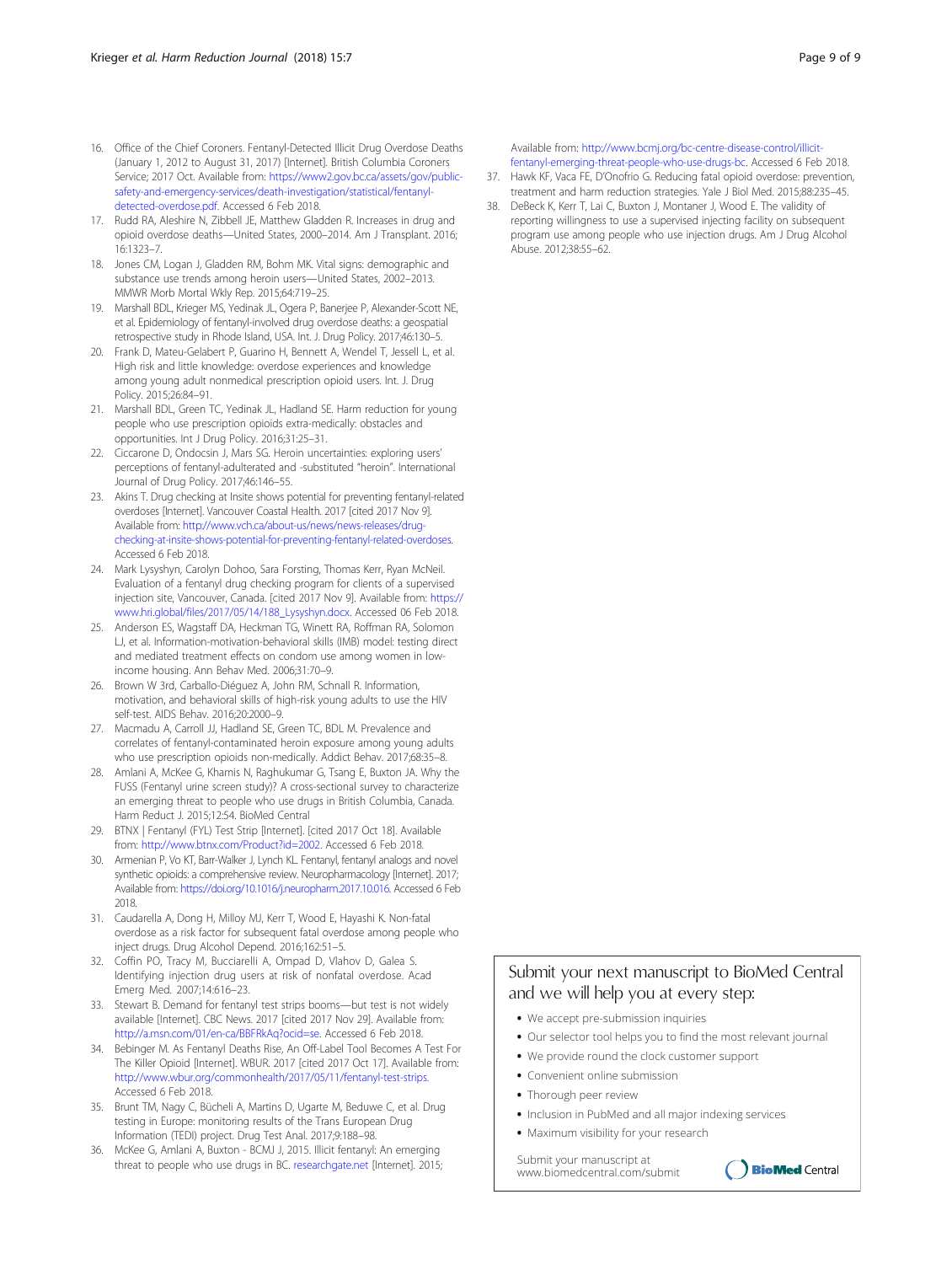16. Office of the Chief Coroners. Fentanyl-Detected Illicit Drug Overdose Deaths (January 1, 2012 to August 31, 2017) [Internet]. British Columbia Coroners Service; 2017 Oct. Available from: https://www2.gov.bc.ca/assets/gov/public-safety-and-emergency-services/death-investigation/statistical/fentanyl-detected-overdose.pdf. Accessed 6 Feb 2018.
17. Rudd RA, Aleshire N, Zibbell JE, Matthew Gladden R. Increases in drug and opioid overdose deaths—United States, 2000–2014. Am J Transplant. 2016; 16:1323–7.
18. Jones CM, Logan J, Gladden RM, Bohm MK. Vital signs: demographic and substance use trends among heroin users—United States, 2002–2013. MMWR Morb Mortal Wkly Rep. 2015;64:719–25.
19. Marshall BDL, Krieger MS, Yedinak JL, Ogera P, Banerjee P, Alexander-Scott NE, et al. Epidemiology of fentanyl-involved drug overdose deaths: a geospatial retrospective study in Rhode Island, USA. Int. J. Drug Policy. 2017;46:130–5.
20. Frank D, Mateu-Gelabert P, Guarino H, Bennett A, Wendel T, Jessell L, et al. High risk and little knowledge: overdose experiences and knowledge among young adult nonmedical prescription opioid users. Int. J. Drug Policy. 2015;26:84–91.
21. Marshall BDL, Green TC, Yedinak JL, Hadland SE. Harm reduction for young people who use prescription opioids extra-medically: obstacles and opportunities. Int J Drug Policy. 2016;31:25–31.
22. Ciccarone D, Ondocsin J, Mars SG. Heroin uncertainties: exploring users' perceptions of fentanyl-adulterated and -substituted "heroin". International Journal of Drug Policy. 2017;46:146–55.
23. Akins T. Drug checking at Insite shows potential for preventing fentanyl-related overdoses [Internet]. Vancouver Coastal Health. 2017 [cited 2017 Nov 9]. Available from: http://www.vch.ca/about-us/news/news-releases/drug-checking-at-insite-shows-potential-for-preventing-fentanyl-related-overdoses. Accessed 6 Feb 2018.
24. Mark Lysyshyn, Carolyn Dohoo, Sara Forsting, Thomas Kerr, Ryan McNeil. Evaluation of a fentanyl drug checking program for clients of a supervised injection site, Vancouver, Canada. [cited 2017 Nov 9]. Available from: https://www.hri.global/files/2017/05/14/188_Lysyshyn.docx. Accessed 06 Feb 2018.
25. Anderson ES, Wagstaff DA, Heckman TG, Winett RA, Roffman RA, Solomon LJ, et al. Information-motivation-behavioral skills (IMB) model: testing direct and mediated treatment effects on condom use among women in low-income housing. Ann Behav Med. 2006;31:70–9.
26. Brown W 3rd, Carballo-Diéguez A, John RM, Schnall R. Information, motivation, and behavioral skills of high-risk young adults to use the HIV self-test. AIDS Behav. 2016;20:2000–9.
27. Macmadu A, Carroll JJ, Hadland SE, Green TC, BDL M. Prevalence and correlates of fentanyl-contaminated heroin exposure among young adults who use prescription opioids non-medically. Addict Behav. 2017;68:35–8.
28. Amlani A, McKee G, Khamis N, Raghukumar G, Tsang E, Buxton JA. Why the FUSS (Fentanyl urine screen study)? A cross-sectional survey to characterize an emerging threat to people who use drugs in British Columbia, Canada. Harm Reduct J. 2015;12:54. BioMed Central
29. BTNX | Fentanyl (FYL) Test Strip [Internet]. [cited 2017 Oct 18]. Available from: http://www.btnx.com/Product?id=2002. Accessed 6 Feb 2018.
30. Armenian P, Vo KT, Barr-Walker J, Lynch KL. Fentanyl, fentanyl analogs and novel synthetic opioids: a comprehensive review. Neuropharmacology [Internet]. 2017; Available from: https://doi.org/10.1016/j.neuropharm.2017.10.016. Accessed 6 Feb 2018.
31. Caudarella A, Dong H, Milloy MJ, Kerr T, Wood E, Hayashi K. Non-fatal overdose as a risk factor for subsequent fatal overdose among people who inject drugs. Drug Alcohol Depend. 2016;162:51–5.
32. Coffin PO, Tracy M, Bucciarelli A, Ompad D, Vlahov D, Galea S. Identifying injection drug users at risk of nonfatal overdose. Acad Emerg Med. 2007;14:616–23.
33. Stewart B. Demand for fentanyl test strips booms—but test is not widely available [Internet]. CBC News. 2017 [cited 2017 Nov 29]. Available from: http://a.msn.com/01/en-ca/BBFRkAq?ocid=se. Accessed 6 Feb 2018.
34. Bebinger M. As Fentanyl Deaths Rise, An Off-Label Tool Becomes A Test For The Killer Opioid [Internet]. WBUR. 2017 [cited 2017 Oct 17]. Available from: http://www.wbur.org/commonhealth/2017/05/11/fentanyl-test-strips. Accessed 6 Feb 2018.
35. Brunt TM, Nagy C, Bücheli A, Martins D, Ugarte M, Beduwe C, et al. Drug testing in Europe: monitoring results of the Trans European Drug Information (TEDI) project. Drug Test Anal. 2017;9:188–98.
36. McKee G, Amlani A, Buxton - BCMJ J, 2015. Illicit fentanyl: An emerging threat to people who use drugs in BC. researchgate.net [Internet]. 2015; Available from: http://www.bcmj.org/bc-centre-disease-control/illicit-fentanyl-emerging-threat-people-who-use-drugs-bc. Accessed 6 Feb 2018.
37. Hawk KF, Vaca FE, D'Onofrio G. Reducing fatal opioid overdose: prevention, treatment and harm reduction strategies. Yale J Biol Med. 2015;88:235–45.
38. DeBeck K, Kerr T, Lai C, Buxton J, Montaner J, Wood E. The validity of reporting willingness to use a supervised injecting facility on subsequent program use among people who use injection drugs. Am J Drug Alcohol Abuse. 2012;38:55–62.

Submit your next manuscript to BioMed Central and we will help you at every step:

- We accept pre-submission inquiries
- Our selector tool helps you to find the most relevant journal
- We provide round the clock customer support
- Convenient online submission
- Thorough peer review
- Inclusion in PubMed and all major indexing services
- Maximum visibility for your research

Submit your manuscript at www.biomedcentral.com/submit

BioMed Central